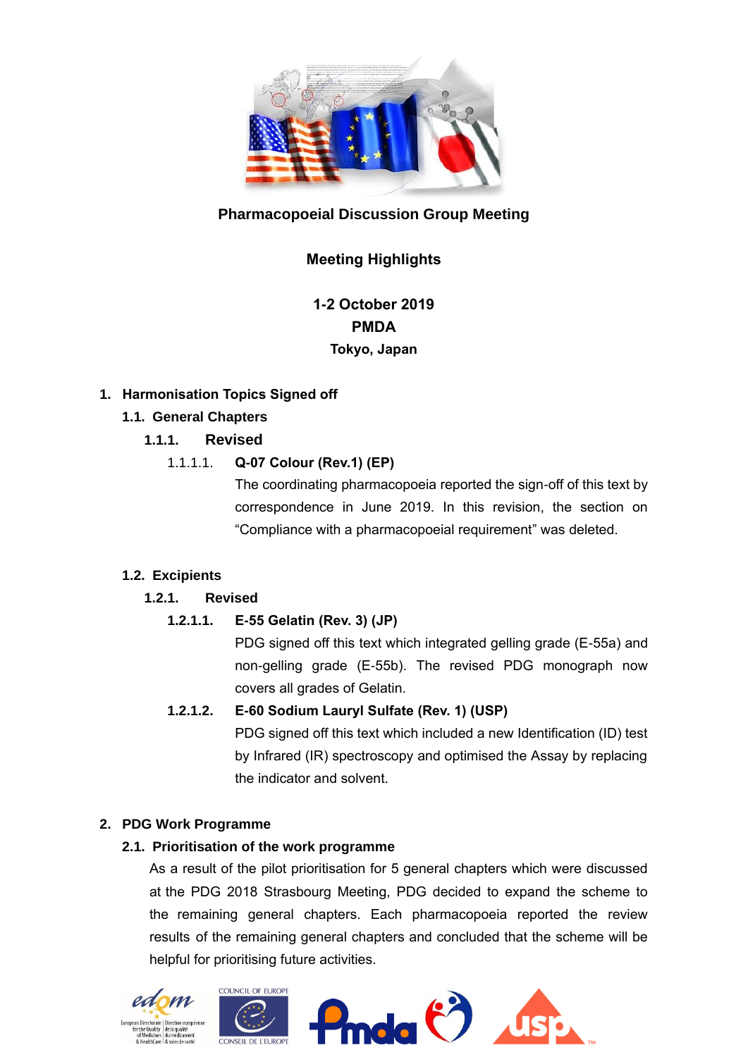**Pharmacopoeial Discussion Group Meeting**

**Meeting Highlights**

**1-2 October 2019**
**PMDA**
**Tokyo, Japan**

# 1. Harmonisation Topics Signed off

## 1.1. General Chapters

### 1.1.1. Revised

#### 1.1.1.1. Q-07 Colour (Rev.1) (EP)

The coordinating pharmacopoeia reported the sign-off of this text by correspondence in June 2019. In this revision, the section on "Compliance with a pharmacopoeial requirement" was deleted.

## 1.2. Excipients

### 1.2.1. Revised

#### 1.2.1.1. E-55 Gelatin (Rev. 3) (JP)

PDG signed off this text which integrated gelling grade (E-55a) and non-gelling grade (E-55b). The revised PDG monograph now covers all grades of Gelatin.

#### 1.2.1.2. E-60 Sodium Lauryl Sulfate (Rev. 1) (USP)

PDG signed off this text which included a new Identification (ID) test by Infrared (IR) spectroscopy and optimised the Assay by replacing the indicator and solvent.

# 2. PDG Work Programme

## 2.1. Prioritisation of the work programme

As a result of the pilot prioritisation for 5 general chapters which were discussed at the PDG 2018 Strasbourg Meeting, PDG decided to expand the scheme to the remaining general chapters. Each pharmacopoeia reported the review results of the remaining general chapters and concluded that the scheme will be helpful for prioritising future activities.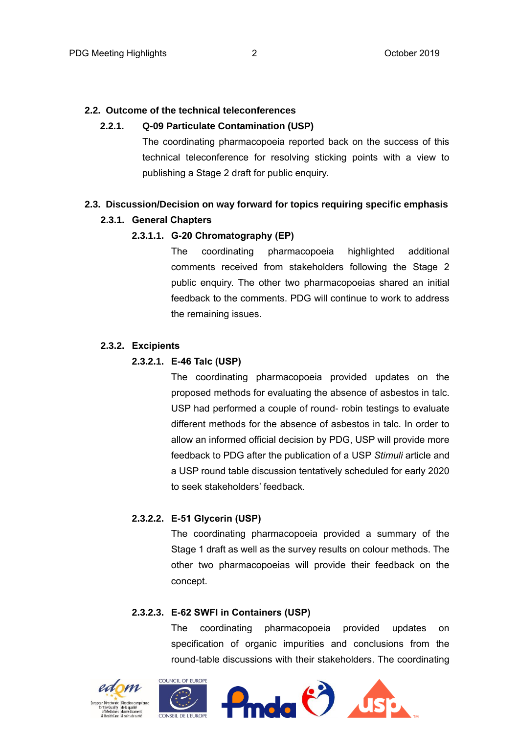### 2.2. Outcome of the technical teleconferences

#### 2.2.1. Q-09 Particulate Contamination (USP)

The coordinating pharmacopoeia reported back on the success of this technical teleconference for resolving sticking points with a view to publishing a Stage 2 draft for public enquiry.

### 2.3. Discussion/Decision on way forward for topics requiring specific emphasis

#### 2.3.1. General Chapters

##### 2.3.1.1. G-20 Chromatography (EP)

The coordinating pharmacopoeia highlighted additional comments received from stakeholders following the Stage 2 public enquiry. The other two pharmacopoeias shared an initial feedback to the comments. PDG will continue to work to address the remaining issues.

#### 2.3.2. Excipients

##### 2.3.2.1. E-46 Talc (USP)

The coordinating pharmacopoeia provided updates on the proposed methods for evaluating the absence of asbestos in talc. USP had performed a couple of round- robin testings to evaluate different methods for the absence of asbestos in talc. In order to allow an informed official decision by PDG, USP will provide more feedback to PDG after the publication of a USP *Stimuli* article and a USP round table discussion tentatively scheduled for early 2020 to seek stakeholders' feedback.

##### 2.3.2.2. E-51 Glycerin (USP)

The coordinating pharmacopoeia provided a summary of the Stage 1 draft as well as the survey results on colour methods. The other two pharmacopoeias will provide their feedback on the concept.

##### 2.3.2.3. E-62 SWFI in Containers (USP)

The coordinating pharmacopoeia provided updates on specification of organic impurities and conclusions from the round-table discussions with their stakeholders. The coordinating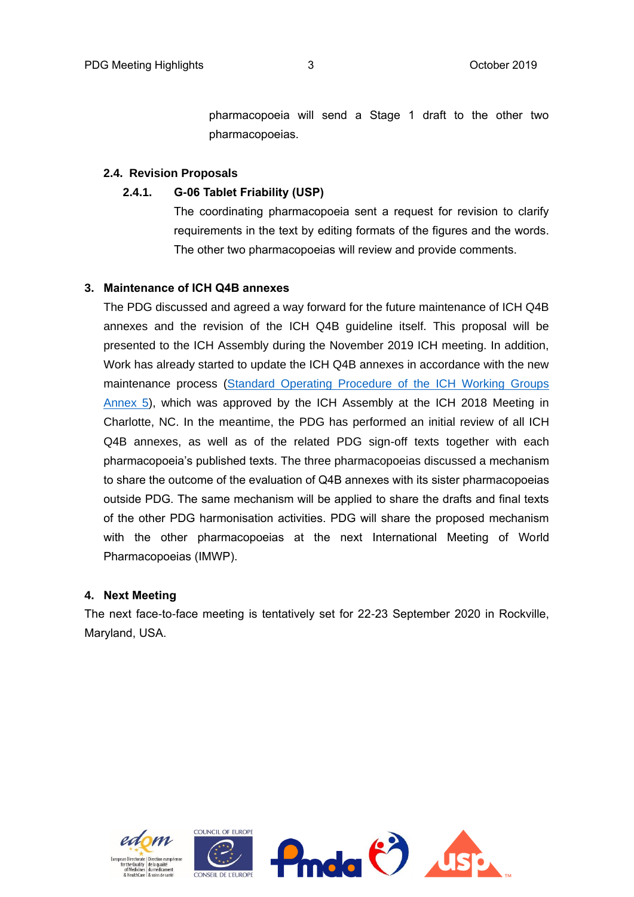pharmacopoeia will send a Stage 1 draft to the other two pharmacopoeias.

### 2.4. Revision Proposals

#### 2.4.1. G-06 Tablet Friability (USP)

The coordinating pharmacopoeia sent a request for revision to clarify requirements in the text by editing formats of the figures and the words. The other two pharmacopoeias will review and provide comments.

## 3. Maintenance of ICH Q4B annexes

The PDG discussed and agreed a way forward for the future maintenance of ICH Q4B annexes and the revision of the ICH Q4B guideline itself. This proposal will be presented to the ICH Assembly during the November 2019 ICH meeting. In addition, Work has already started to update the ICH Q4B annexes in accordance with the new maintenance process (Standard Operating Procedure of the ICH Working Groups Annex 5), which was approved by the ICH Assembly at the ICH 2018 Meeting in Charlotte, NC. In the meantime, the PDG has performed an initial review of all ICH Q4B annexes, as well as of the related PDG sign-off texts together with each pharmacopoeia's published texts. The three pharmacopoeias discussed a mechanism to share the outcome of the evaluation of Q4B annexes with its sister pharmacopoeias outside PDG. The same mechanism will be applied to share the drafts and final texts of the other PDG harmonisation activities. PDG will share the proposed mechanism with the other pharmacopoeias at the next International Meeting of World Pharmacopoeias (IMWP).

## 4. Next Meeting

The next face-to-face meeting is tentatively set for 22-23 September 2020 in Rockville, Maryland, USA.